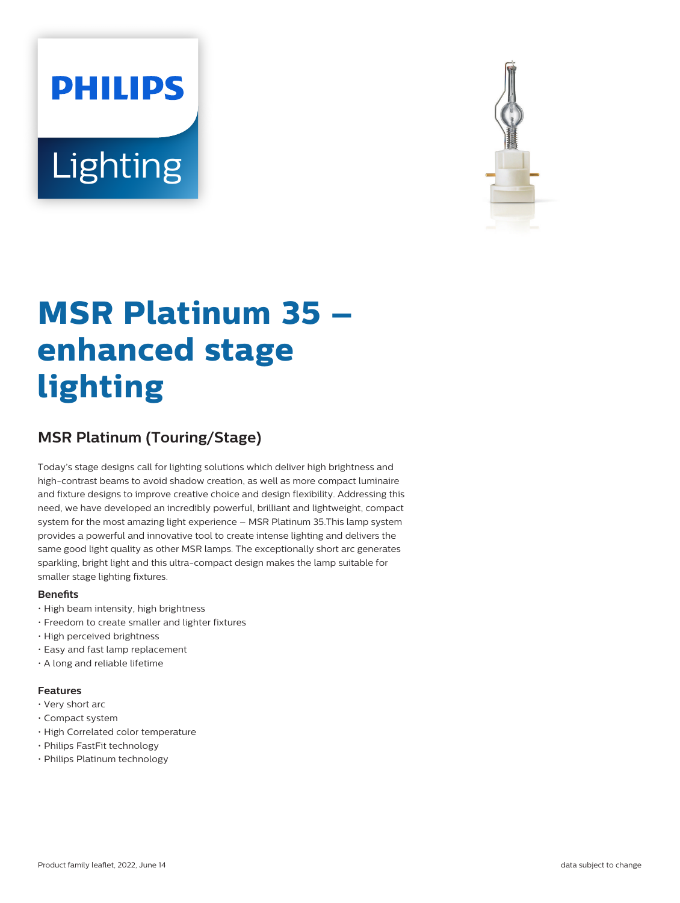# MSR Platinum 35 – enhanced stage lighting

## MSR Platinum (Touring/Stage)

Today's stage designs call for lighting solutions which deliver high brightness and high-contrast beams to avoid shadow creation, as well as more compact luminaire and fixture designs to improve creative choice and design flexibility. Addressing this need, we have developed an incredibly powerful, brilliant and lightweight, compact system for the most amazing light experience – MSR Platinum 35.This lamp system provides a powerful and innovative tool to create intense lighting and delivers the same good light quality as other MSR lamps. The exceptionally short arc generates sparkling, bright light and this ultra-compact design makes the lamp suitable for smaller stage lighting fixtures.

### Benefits

- High beam intensity, high brightness
- Freedom to create smaller and lighter fixtures
- High perceived brightness
- Easy and fast lamp replacement
- A long and reliable lifetime

### Features

- Very short arc
- Compact system
- High Correlated color temperature
- Philips FastFit technology
- Philips Platinum technology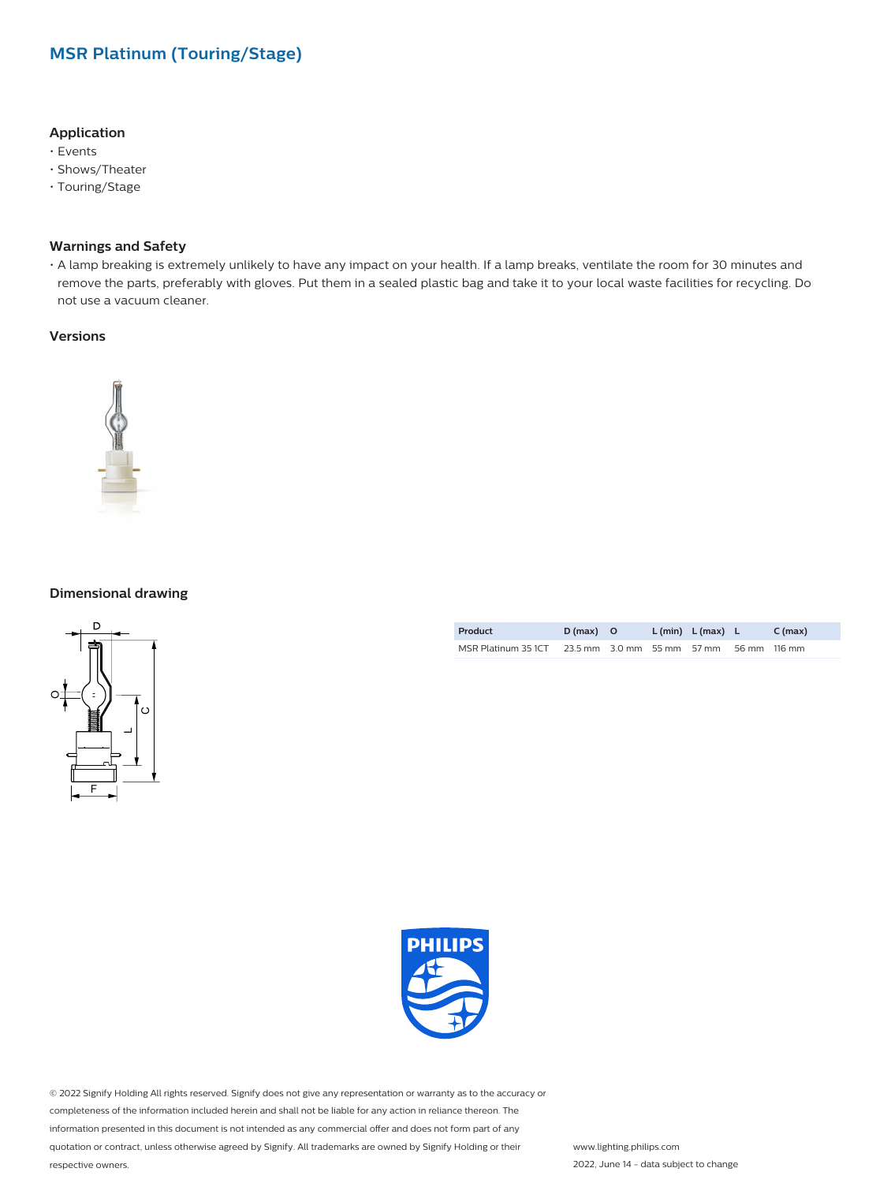# MSR Platinum (Touring/Stage)

### Application

- Events
- Shows/Theater
- Touring/Stage

### Warnings and Safety

- A lamp breaking is extremely unlikely to have any impact on your health. If a lamp breaks, ventilate the room for 30 minutes and remove the parts, preferably with gloves. Put them in a sealed plastic bag and take it to your local waste facilities for recycling. Do not use a vacuum cleaner.

### Versions

### Dimensional drawing

D

O

C

L

F

| Product | D (max) | O | L (min) | L (max) | L | C (max) |
|---|---|---|---|---|---|---|
| MSR Platinum 35 1CT | 23.5 mm | 3.0 mm | 55 mm | 57 mm | 56 mm | 116 mm |

© 2022 Signify Holding All rights reserved. Signify does not give any representation or warranty as to the accuracy or completeness of the information included herein and shall not be liable for any action in reliance thereon. The information presented in this document is not intended as any commercial offer and does not form part of any quotation or contract, unless otherwise agreed by Signify. All trademarks are owned by Signify Holding or their respective owners.

www.lighting.philips.com

2022, June 14 - data subject to change